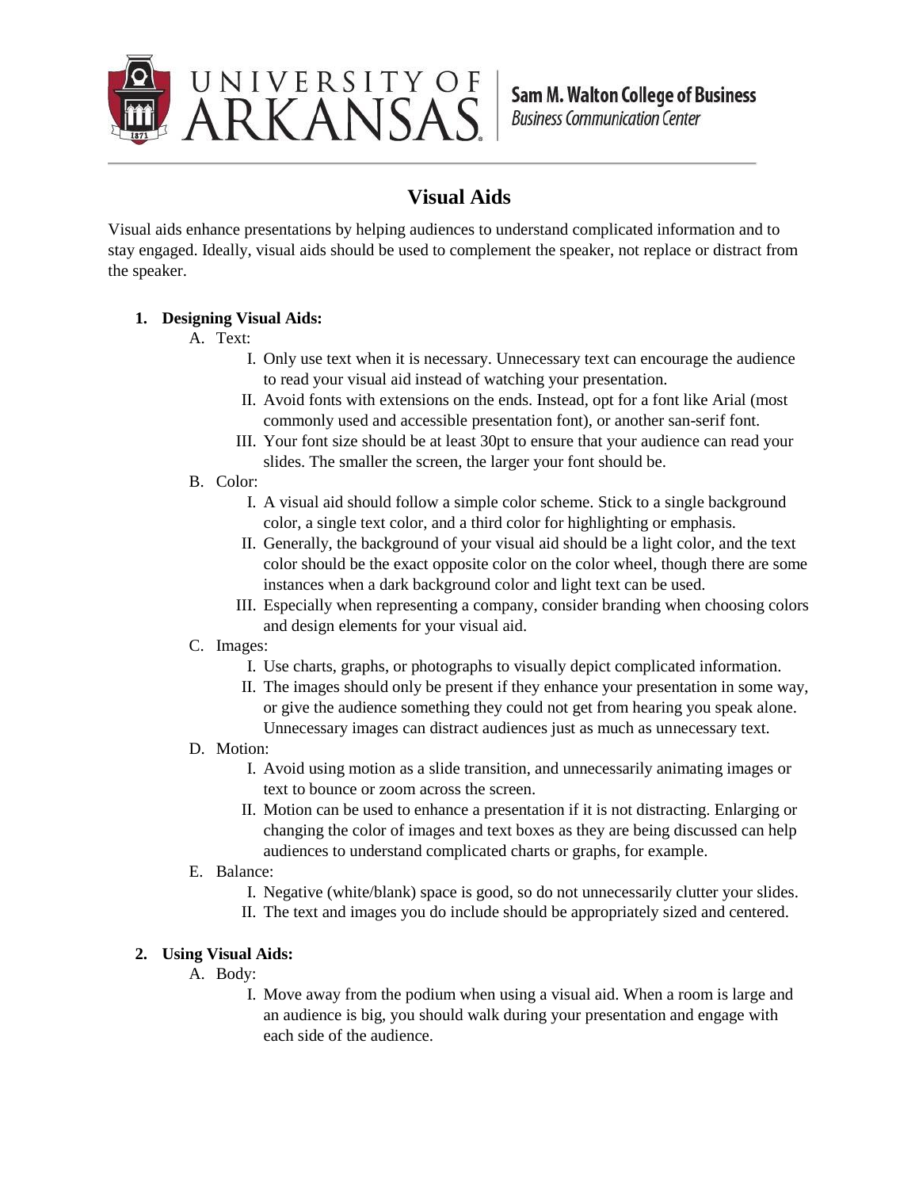# Visual Aids

Visual aids enhance presentations by helping audiences to understand complicated information and to stay engaged. Ideally, visual aids should be used to complement the speaker, not replace or distract from the speaker.

1. **Designing Visual Aids:**
   A. Text:
      I. Only use text when it is necessary. Unnecessary text can encourage the audience to read your visual aid instead of watching your presentation.
      II. Avoid fonts with extensions on the ends. Instead, opt for a font like Arial (most commonly used and accessible presentation font), or another san-serif font.
      III. Your font size should be at least 30pt to ensure that your audience can read your slides. The smaller the screen, the larger your font should be.

   B. Color:
      I. A visual aid should follow a simple color scheme. Stick to a single background color, a single text color, and a third color for highlighting or emphasis.
      II. Generally, the background of your visual aid should be a light color, and the text color should be the exact opposite color on the color wheel, though there are some instances when a dark background color and light text can be used.
      III. Especially when representing a company, consider branding when choosing colors and design elements for your visual aid.

   C. Images:
      I. Use charts, graphs, or photographs to visually depict complicated information.
      II. The images should only be present if they enhance your presentation in some way, or give the audience something they could not get from hearing you speak alone. Unnecessary images can distract audiences just as much as unnecessary text.

   D. Motion:
      I. Avoid using motion as a slide transition, and unnecessarily animating images or text to bounce or zoom across the screen.
      II. Motion can be used to enhance a presentation if it is not distracting. Enlarging or changing the color of images and text boxes as they are being discussed can help audiences to understand complicated charts or graphs, for example.

   E. Balance:
      I. Negative (white/blank) space is good, so do not unnecessarily clutter your slides.
      II. The text and images you do include should be appropriately sized and centered.

2. **Using Visual Aids:**
   A. Body:
      I. Move away from the podium when using a visual aid. When a room is large and an audience is big, you should walk during your presentation and engage with each side of the audience.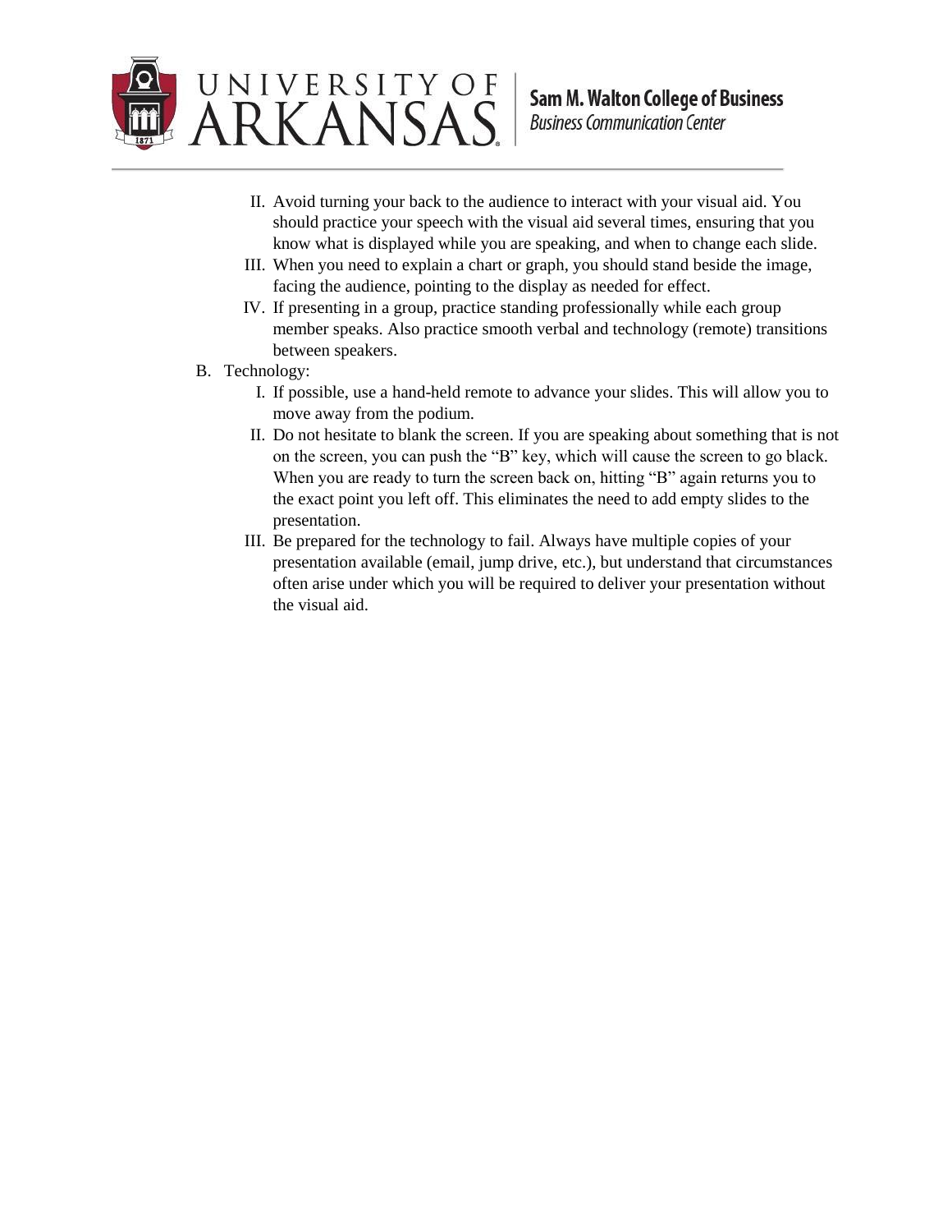II. Avoid turning your back to the audience to interact with your visual aid. You should practice your speech with the visual aid several times, ensuring that you know what is displayed while you are speaking, and when to change each slide.
   III. When you need to explain a chart or graph, you should stand beside the image, facing the audience, pointing to the display as needed for effect.
   IV. If presenting in a group, practice standing professionally while each group member speaks. Also practice smooth verbal and technology (remote) transitions between speakers.

B. Technology:
   I. If possible, use a hand-held remote to advance your slides. This will allow you to move away from the podium.
   II. Do not hesitate to blank the screen. If you are speaking about something that is not on the screen, you can push the "B" key, which will cause the screen to go black. When you are ready to turn the screen back on, hitting "B" again returns you to the exact point you left off. This eliminates the need to add empty slides to the presentation.
   III. Be prepared for the technology to fail. Always have multiple copies of your presentation available (email, jump drive, etc.), but understand that circumstances often arise under which you will be required to deliver your presentation without the visual aid.